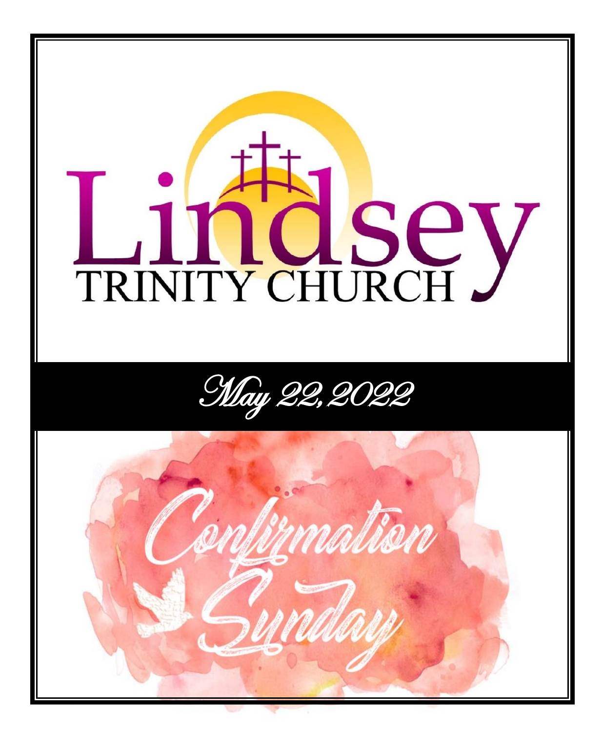# Lindsey Trinity Church

## May 22, 2022

## Confirmation Sunday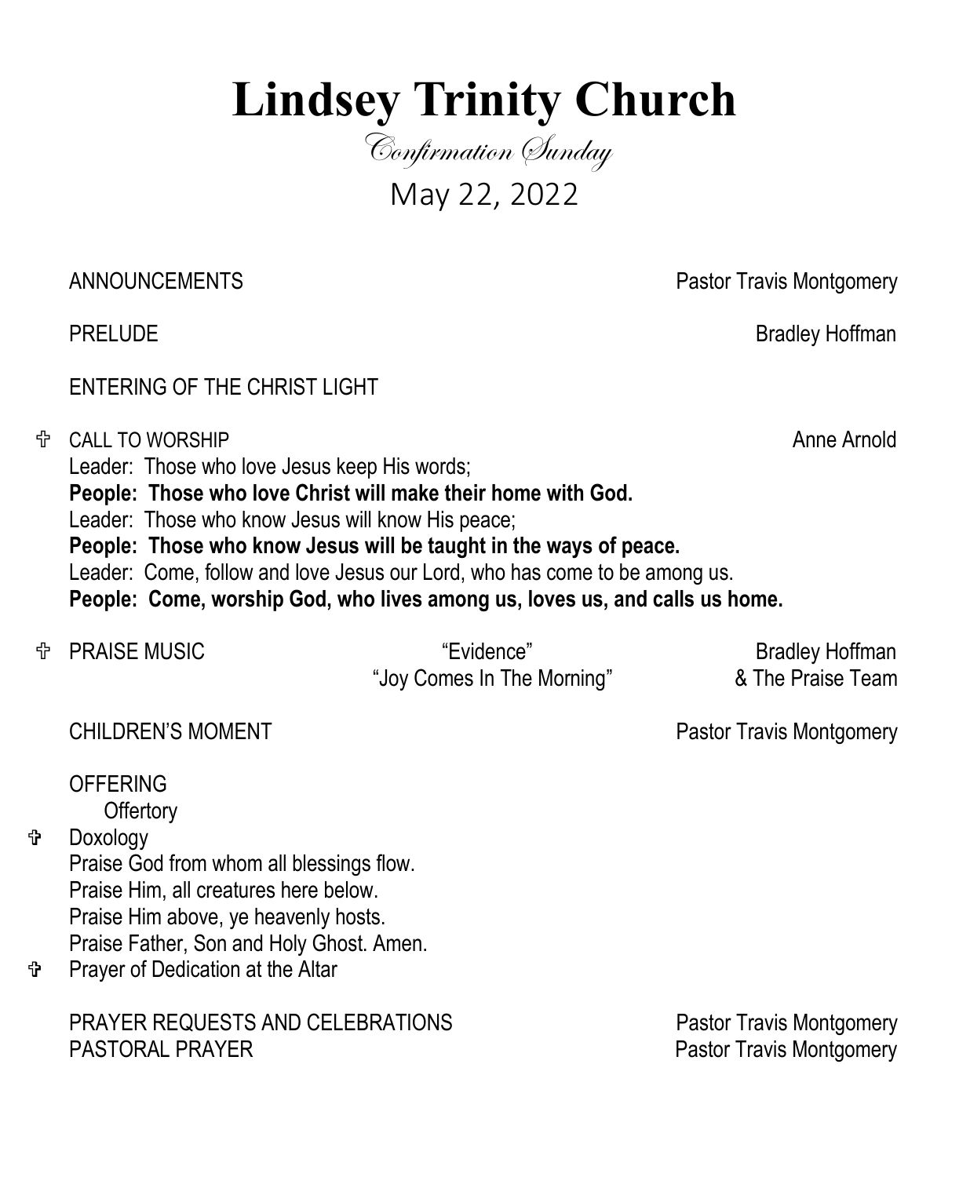# Lindsey Trinity Church

*Confirmation Sunday*

May 22, 2022

ANNOUNCEMENTS — Pastor Travis Montgomery

PRELUDE — Bradley Hoffman

ENTERING OF THE CHRIST LIGHT

✞ CALL TO WORSHIP — Anne Arnold

Leader: Those who love Jesus keep His words;
**People: Those who love Christ will make their home with God.**
Leader: Those who know Jesus will know His peace;
**People: Those who know Jesus will be taught in the ways of peace.**
Leader: Come, follow and love Jesus our Lord, who has come to be among us.
**People: Come, worship God, who lives among us, loves us, and calls us home.**

✞ PRAISE MUSIC — "Evidence" / "Joy Comes In The Morning" — Bradley Hoffman & The Praise Team

CHILDREN'S MOMENT — Pastor Travis Montgomery

OFFERING
Offertory

✞ Doxology
Praise God from whom all blessings flow.
Praise Him, all creatures here below.
Praise Him above, ye heavenly hosts.
Praise Father, Son and Holy Ghost. Amen.

✞ Prayer of Dedication at the Altar

PRAYER REQUESTS AND CELEBRATIONS — Pastor Travis Montgomery
PASTORAL PRAYER — Pastor Travis Montgomery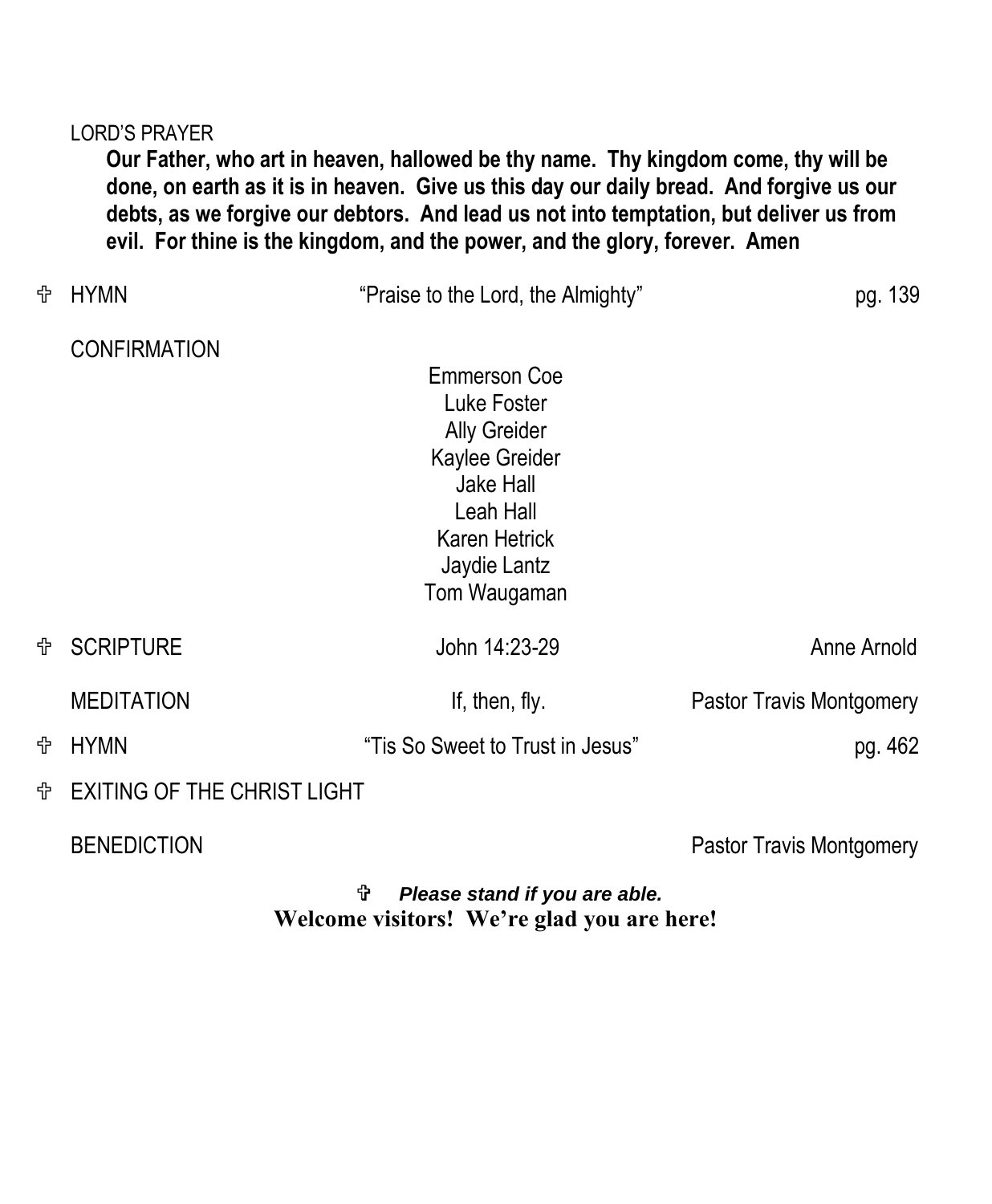LORD'S PRAYER

**Our Father, who art in heaven, hallowed be thy name. Thy kingdom come, thy will be done, on earth as it is in heaven. Give us this day our daily bread. And forgive us our debts, as we forgive our debtors. And lead us not into temptation, but deliver us from evil. For thine is the kingdom, and the power, and the glory, forever. Amen**

✟ HYMN — "Praise to the Lord, the Almighty" — pg. 139

CONFIRMATION

Emmerson Coe
Luke Foster
Ally Greider
Kaylee Greider
Jake Hall
Leah Hall
Karen Hetrick
Jaydie Lantz
Tom Waugaman

✟ SCRIPTURE — John 14:23-29 — Anne Arnold

MEDITATION — If, then, fly. — Pastor Travis Montgomery

✟ HYMN — "Tis So Sweet to Trust in Jesus" — pg. 462

✟ EXITING OF THE CHRIST LIGHT

BENEDICTION — Pastor Travis Montgomery

✟ ***Please stand if you are able.***

**Welcome visitors! We're glad you are here!**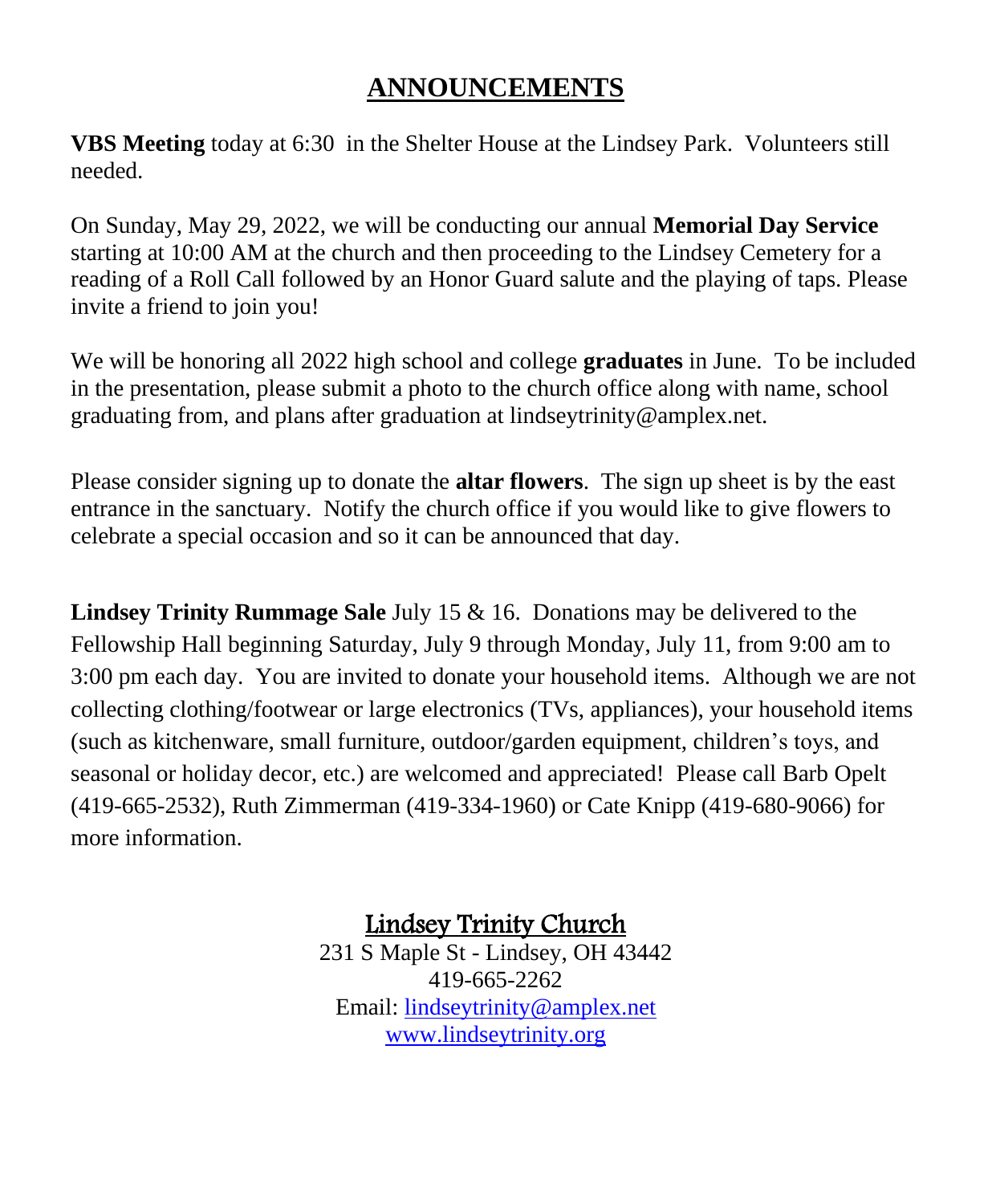# ANNOUNCEMENTS

**VBS Meeting** today at 6:30 in the Shelter House at the Lindsey Park. Volunteers still needed.

On Sunday, May 29, 2022, we will be conducting our annual **Memorial Day Service** starting at 10:00 AM at the church and then proceeding to the Lindsey Cemetery for a reading of a Roll Call followed by an Honor Guard salute and the playing of taps. Please invite a friend to join you!

We will be honoring all 2022 high school and college **graduates** in June. To be included in the presentation, please submit a photo to the church office along with name, school graduating from, and plans after graduation at lindseytrinity@amplex.net.

Please consider signing up to donate the **altar flowers**. The sign up sheet is by the east entrance in the sanctuary. Notify the church office if you would like to give flowers to celebrate a special occasion and so it can be announced that day.

**Lindsey Trinity Rummage Sale** July 15 & 16. Donations may be delivered to the Fellowship Hall beginning Saturday, July 9 through Monday, July 11, from 9:00 am to 3:00 pm each day. You are invited to donate your household items. Although we are not collecting clothing/footwear or large electronics (TVs, appliances), your household items (such as kitchenware, small furniture, outdoor/garden equipment, children's toys, and seasonal or holiday decor, etc.) are welcomed and appreciated! Please call Barb Opelt (419-665-2532), Ruth Zimmerman (419-334-1960) or Cate Knipp (419-680-9066) for more information.

**Lindsey Trinity Church**
231 S Maple St - Lindsey, OH 43442
419-665-2262
Email: lindseytrinity@amplex.net
www.lindseytrinity.org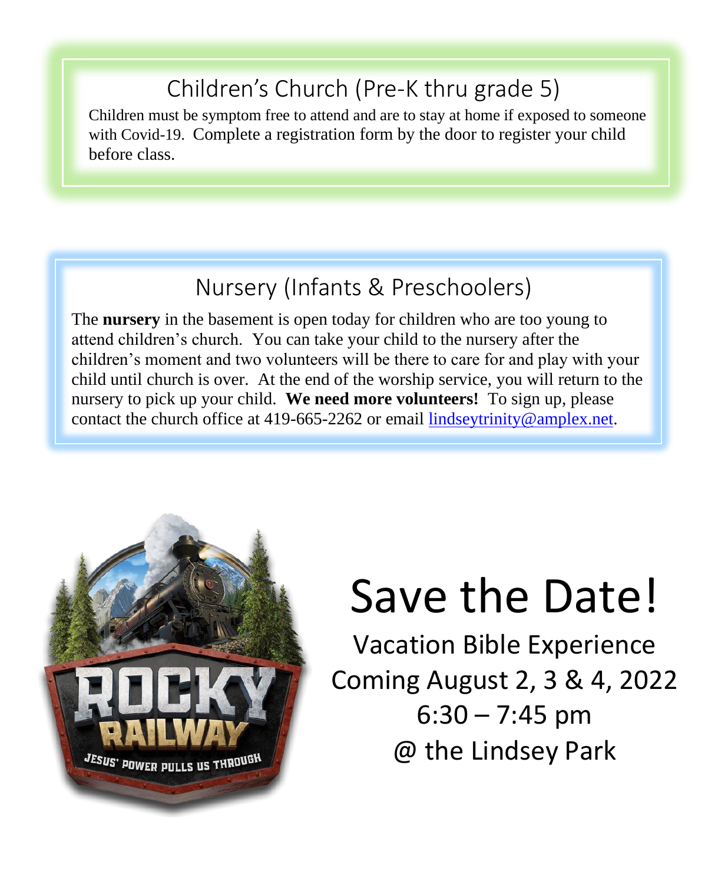## Children's Church (Pre-K thru grade 5)

Children must be symptom free to attend and are to stay at home if exposed to someone with Covid-19. Complete a registration form by the door to register your child before class.

## Nursery (Infants & Preschoolers)

The **nursery** in the basement is open today for children who are too young to attend children's church. You can take your child to the nursery after the children's moment and two volunteers will be there to care for and play with your child until church is over. At the end of the worship service, you will return to the nursery to pick up your child. **We need more volunteers!** To sign up, please contact the church office at 419-665-2262 or email lindseytrinity@amplex.net.

ROCKY RAILWAY

JESUS' POWER PULLS US THROUGH

# Save the Date!

Vacation Bible Experience
Coming August 2, 3 & 4, 2022
6:30 – 7:45 pm
@ the Lindsey Park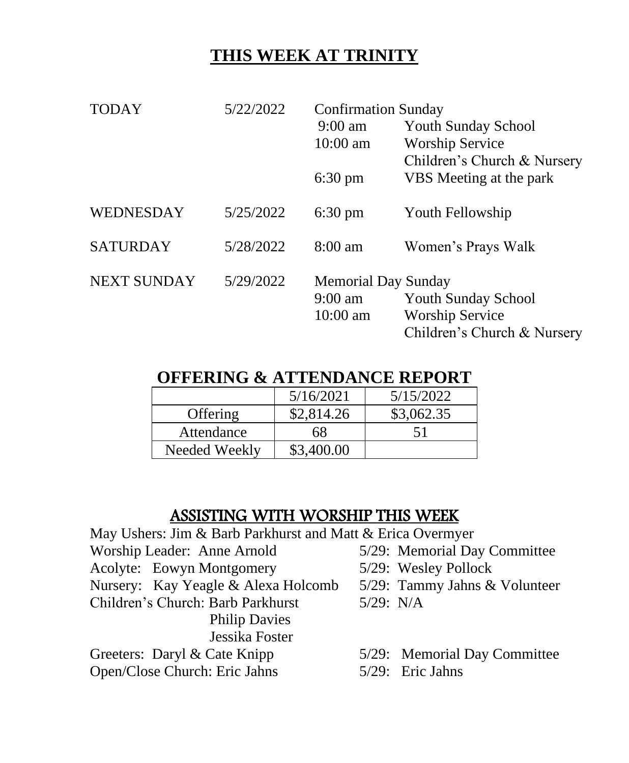# THIS WEEK AT TRINITY

| | | | |
|---|---|---|---|
| TODAY | 5/22/2022 | Confirmation Sunday | |
| | | 9:00 am | Youth Sunday School |
| | | 10:00 am | Worship Service |
| | | | Children's Church & Nursery |
| | | 6:30 pm | VBS Meeting at the park |
| WEDNESDAY | 5/25/2022 | 6:30 pm | Youth Fellowship |
| SATURDAY | 5/28/2022 | 8:00 am | Women's Prays Walk |
| NEXT SUNDAY | 5/29/2022 | Memorial Day Sunday | |
| | | 9:00 am | Youth Sunday School |
| | | 10:00 am | Worship Service |
| | | | Children's Church & Nursery |

## OFFERING & ATTENDANCE REPORT

| | 5/16/2021 | 5/15/2022 |
|---|---|---|
| Offering | $2,814.26 | $3,062.35 |
| Attendance | 68 | 51 |
| Needed Weekly | $3,400.00 | |

## ASSISTING WITH WORSHIP THIS WEEK

May Ushers: Jim & Barb Parkhurst and Matt & Erica Overmyer

| | |
|---|---|
| Worship Leader: Anne Arnold | 5/29: Memorial Day Committee |
| Acolyte: Eowyn Montgomery | 5/29: Wesley Pollock |
| Nursery: Kay Yeagle & Alexa Holcomb | 5/29: Tammy Jahns & Volunteer |
| Children's Church: Barb Parkhurst, Philip Davies, Jessika Foster | 5/29: N/A |
| Greeters: Daryl & Cate Knipp | 5/29: Memorial Day Committee |
| Open/Close Church: Eric Jahns | 5/29: Eric Jahns |